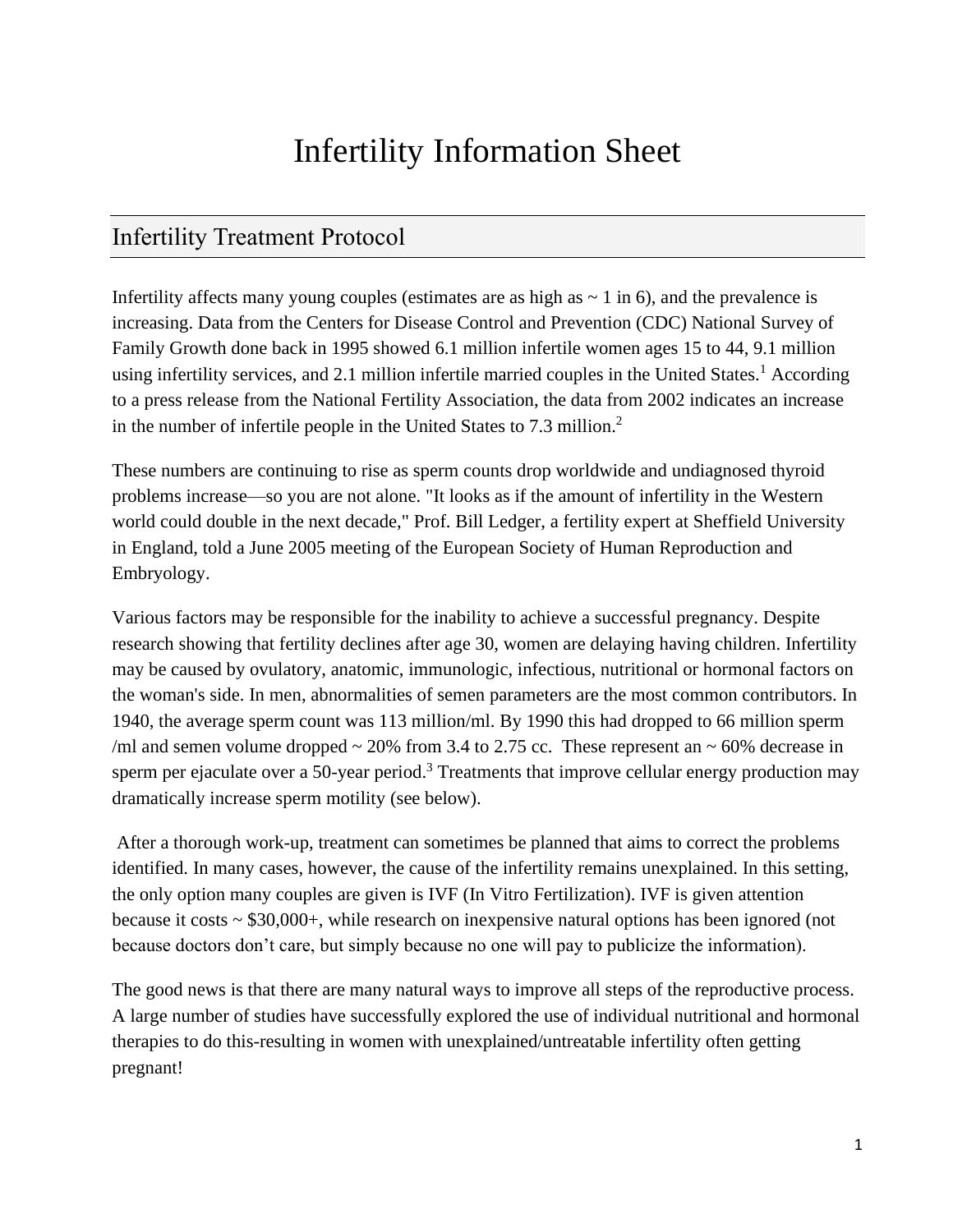# Infertility Information Sheet

## Infertility Treatment Protocol

Infertility affects many young couples (estimates are as high as ~ 1 in 6), and the prevalence is increasing. Data from the Centers for Disease Control and Prevention (CDC) National Survey of Family Growth done back in 1995 showed 6.1 million infertile women ages 15 to 44, 9.1 million using infertility services, and 2.1 million infertile married couples in the United States.[1] According to a press release from the National Fertility Association, the data from 2002 indicates an increase in the number of infertile people in the United States to 7.3 million.[2]

These numbers are continuing to rise as sperm counts drop worldwide and undiagnosed thyroid problems increase—so you are not alone. "It looks as if the amount of infertility in the Western world could double in the next decade," Prof. Bill Ledger, a fertility expert at Sheffield University in England, told a June 2005 meeting of the European Society of Human Reproduction and Embryology.

Various factors may be responsible for the inability to achieve a successful pregnancy. Despite research showing that fertility declines after age 30, women are delaying having children. Infertility may be caused by ovulatory, anatomic, immunologic, infectious, nutritional or hormonal factors on the woman's side. In men, abnormalities of semen parameters are the most common contributors. In 1940, the average sperm count was 113 million/ml. By 1990 this had dropped to 66 million sperm /ml and semen volume dropped ~ 20% from 3.4 to 2.75 cc. These represent an ~ 60% decrease in sperm per ejaculate over a 50-year period.[3] Treatments that improve cellular energy production may dramatically increase sperm motility (see below).

After a thorough work-up, treatment can sometimes be planned that aims to correct the problems identified. In many cases, however, the cause of the infertility remains unexplained. In this setting, the only option many couples are given is IVF (In Vitro Fertilization). IVF is given attention because it costs ~ $30,000+, while research on inexpensive natural options has been ignored (not because doctors don't care, but simply because no one will pay to publicize the information).

The good news is that there are many natural ways to improve all steps of the reproductive process. A large number of studies have successfully explored the use of individual nutritional and hormonal therapies to do this-resulting in women with unexplained/untreatable infertility often getting pregnant!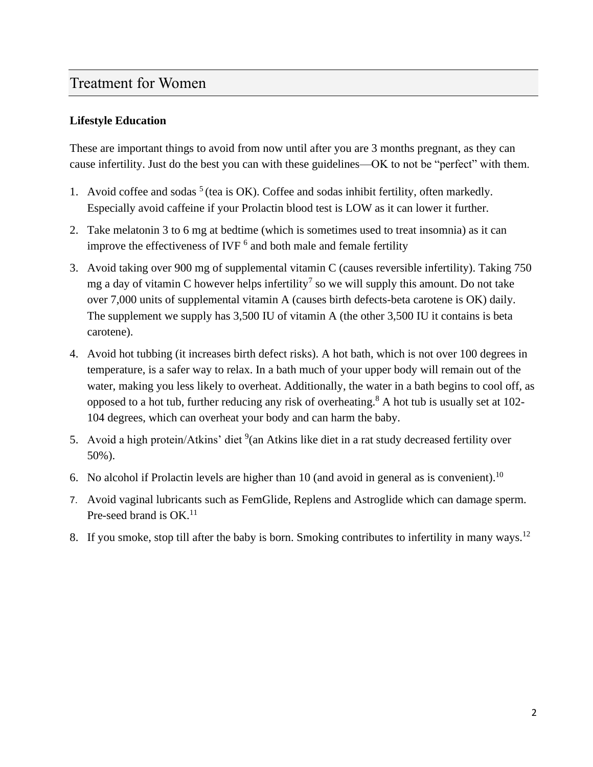## Treatment for Women

**Lifestyle Education**

These are important things to avoid from now until after you are 3 months pregnant, as they can cause infertility. Just do the best you can with these guidelines—OK to not be "perfect" with them.

1. Avoid coffee and sodas [5] (tea is OK). Coffee and sodas inhibit fertility, often markedly. Especially avoid caffeine if your Prolactin blood test is LOW as it can lower it further.
2. Take melatonin 3 to 6 mg at bedtime (which is sometimes used to treat insomnia) as it can improve the effectiveness of IVF [6] and both male and female fertility
3. Avoid taking over 900 mg of supplemental vitamin C (causes reversible infertility). Taking 750 mg a day of vitamin C however helps infertility[7] so we will supply this amount. Do not take over 7,000 units of supplemental vitamin A (causes birth defects-beta carotene is OK) daily. The supplement we supply has 3,500 IU of vitamin A (the other 3,500 IU it contains is beta carotene).
4. Avoid hot tubbing (it increases birth defect risks). A hot bath, which is not over 100 degrees in temperature, is a safer way to relax. In a bath much of your upper body will remain out of the water, making you less likely to overheat. Additionally, the water in a bath begins to cool off, as opposed to a hot tub, further reducing any risk of overheating.[8] A hot tub is usually set at 102-104 degrees, which can overheat your body and can harm the baby.
5. Avoid a high protein/Atkins' diet [9](an Atkins like diet in a rat study decreased fertility over 50%).
6. No alcohol if Prolactin levels are higher than 10 (and avoid in general as is convenient).[10]
7. Avoid vaginal lubricants such as FemGlide, Replens and Astroglide which can damage sperm. Pre-seed brand is OK.[11]
8. If you smoke, stop till after the baby is born. Smoking contributes to infertility in many ways.[12]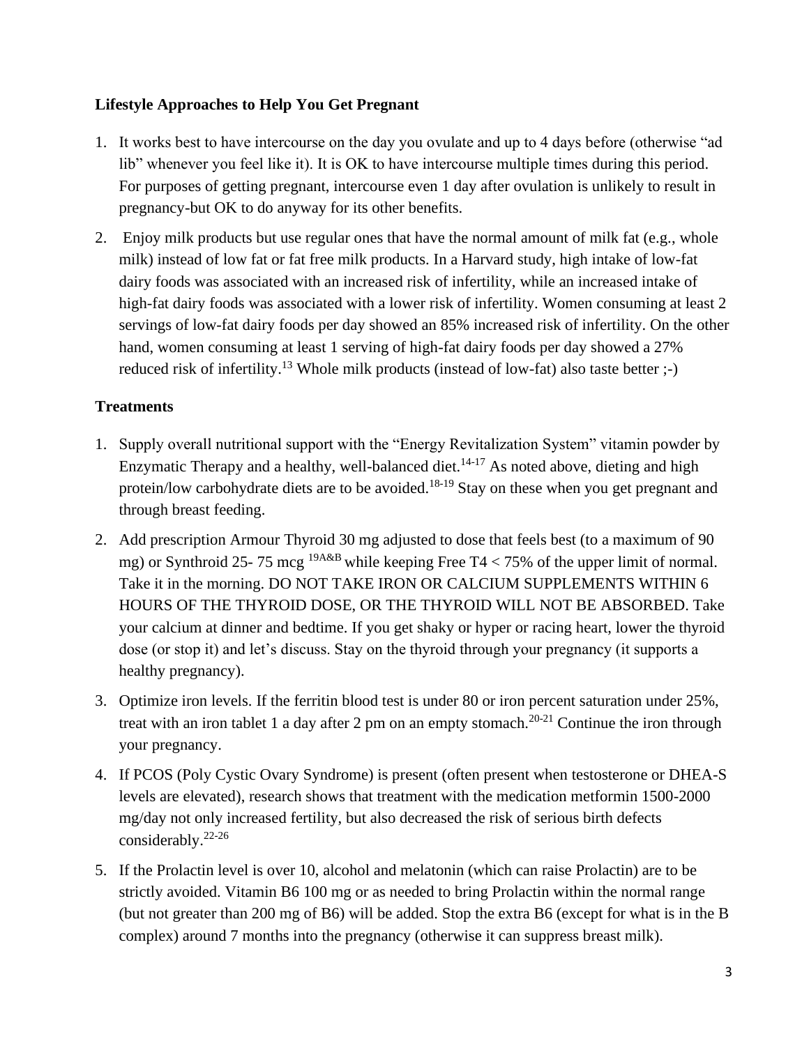**Lifestyle Approaches to Help You Get Pregnant**

1. It works best to have intercourse on the day you ovulate and up to 4 days before (otherwise "ad lib" whenever you feel like it). It is OK to have intercourse multiple times during this period. For purposes of getting pregnant, intercourse even 1 day after ovulation is unlikely to result in pregnancy-but OK to do anyway for its other benefits.
2. Enjoy milk products but use regular ones that have the normal amount of milk fat (e.g., whole milk) instead of low fat or fat free milk products. In a Harvard study, high intake of low-fat dairy foods was associated with an increased risk of infertility, while an increased intake of high-fat dairy foods was associated with a lower risk of infertility. Women consuming at least 2 servings of low-fat dairy foods per day showed an 85% increased risk of infertility. On the other hand, women consuming at least 1 serving of high-fat dairy foods per day showed a 27% reduced risk of infertility.[13] Whole milk products (instead of low-fat) also taste better ;-)

**Treatments**

1. Supply overall nutritional support with the "Energy Revitalization System" vitamin powder by Enzymatic Therapy and a healthy, well-balanced diet.[14-17] As noted above, dieting and high protein/low carbohydrate diets are to be avoided.[18-19] Stay on these when you get pregnant and through breast feeding.
2. Add prescription Armour Thyroid 30 mg adjusted to dose that feels best (to a maximum of 90 mg) or Synthroid 25- 75 mcg [19A&B] while keeping Free T4 < 75% of the upper limit of normal. Take it in the morning. DO NOT TAKE IRON OR CALCIUM SUPPLEMENTS WITHIN 6 HOURS OF THE THYROID DOSE, OR THE THYROID WILL NOT BE ABSORBED. Take your calcium at dinner and bedtime. If you get shaky or hyper or racing heart, lower the thyroid dose (or stop it) and let's discuss. Stay on the thyroid through your pregnancy (it supports a healthy pregnancy).
3. Optimize iron levels. If the ferritin blood test is under 80 or iron percent saturation under 25%, treat with an iron tablet 1 a day after 2 pm on an empty stomach.[20-21] Continue the iron through your pregnancy.
4. If PCOS (Poly Cystic Ovary Syndrome) is present (often present when testosterone or DHEA-S levels are elevated), research shows that treatment with the medication metformin 1500-2000 mg/day not only increased fertility, but also decreased the risk of serious birth defects considerably.[22-26]
5. If the Prolactin level is over 10, alcohol and melatonin (which can raise Prolactin) are to be strictly avoided. Vitamin B6 100 mg or as needed to bring Prolactin within the normal range (but not greater than 200 mg of B6) will be added. Stop the extra B6 (except for what is in the B complex) around 7 months into the pregnancy (otherwise it can suppress breast milk).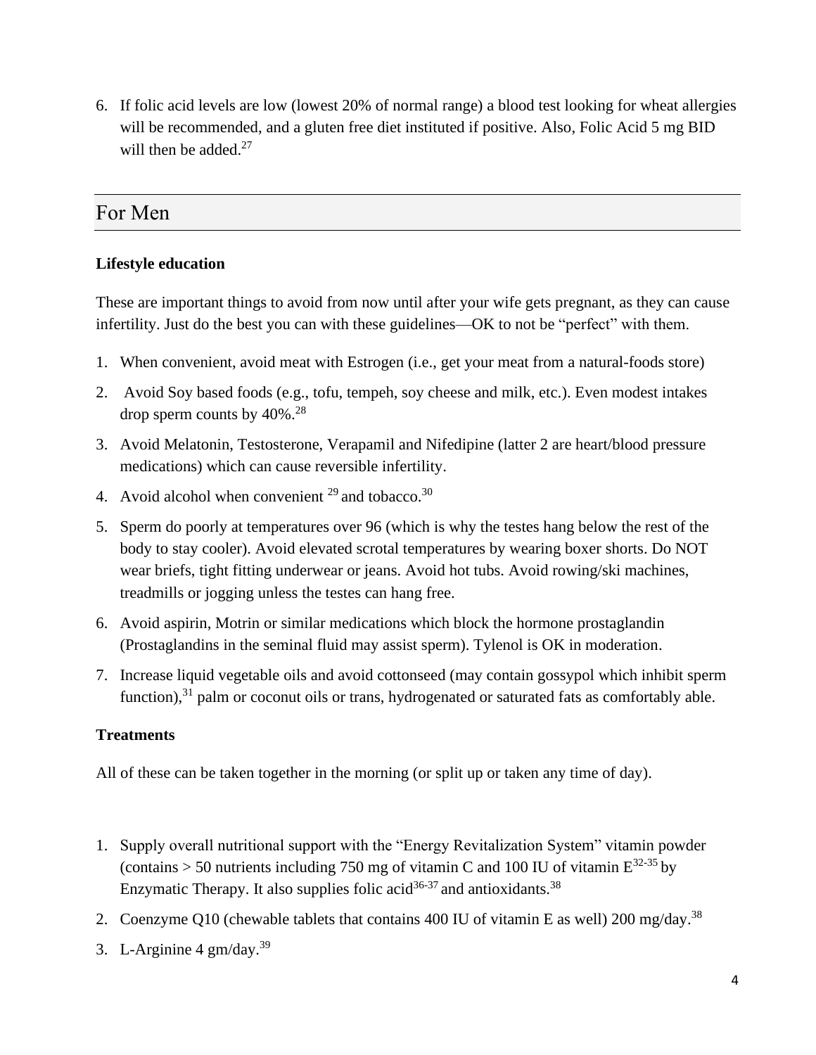6. If folic acid levels are low (lowest 20% of normal range) a blood test looking for wheat allergies will be recommended, and a gluten free diet instituted if positive. Also, Folic Acid 5 mg BID will then be added.[27]

## For Men

**Lifestyle education**

These are important things to avoid from now until after your wife gets pregnant, as they can cause infertility. Just do the best you can with these guidelines—OK to not be "perfect" with them.

1. When convenient, avoid meat with Estrogen (i.e., get your meat from a natural-foods store)
2. Avoid Soy based foods (e.g., tofu, tempeh, soy cheese and milk, etc.). Even modest intakes drop sperm counts by 40%.[28]
3. Avoid Melatonin, Testosterone, Verapamil and Nifedipine (latter 2 are heart/blood pressure medications) which can cause reversible infertility.
4. Avoid alcohol when convenient [29] and tobacco.[30]
5. Sperm do poorly at temperatures over 96 (which is why the testes hang below the rest of the body to stay cooler). Avoid elevated scrotal temperatures by wearing boxer shorts. Do NOT wear briefs, tight fitting underwear or jeans. Avoid hot tubs. Avoid rowing/ski machines, treadmills or jogging unless the testes can hang free.
6. Avoid aspirin, Motrin or similar medications which block the hormone prostaglandin (Prostaglandins in the seminal fluid may assist sperm). Tylenol is OK in moderation.
7. Increase liquid vegetable oils and avoid cottonseed (may contain gossypol which inhibit sperm function),[31] palm or coconut oils or trans, hydrogenated or saturated fats as comfortably able.

**Treatments**

All of these can be taken together in the morning (or split up or taken any time of day).

1. Supply overall nutritional support with the "Energy Revitalization System" vitamin powder (contains > 50 nutrients including 750 mg of vitamin C and 100 IU of vitamin E[32-35] by Enzymatic Therapy. It also supplies folic acid[36-37] and antioxidants.[38]
2. Coenzyme Q10 (chewable tablets that contains 400 IU of vitamin E as well) 200 mg/day.[38]
3. L-Arginine 4 gm/day.[39]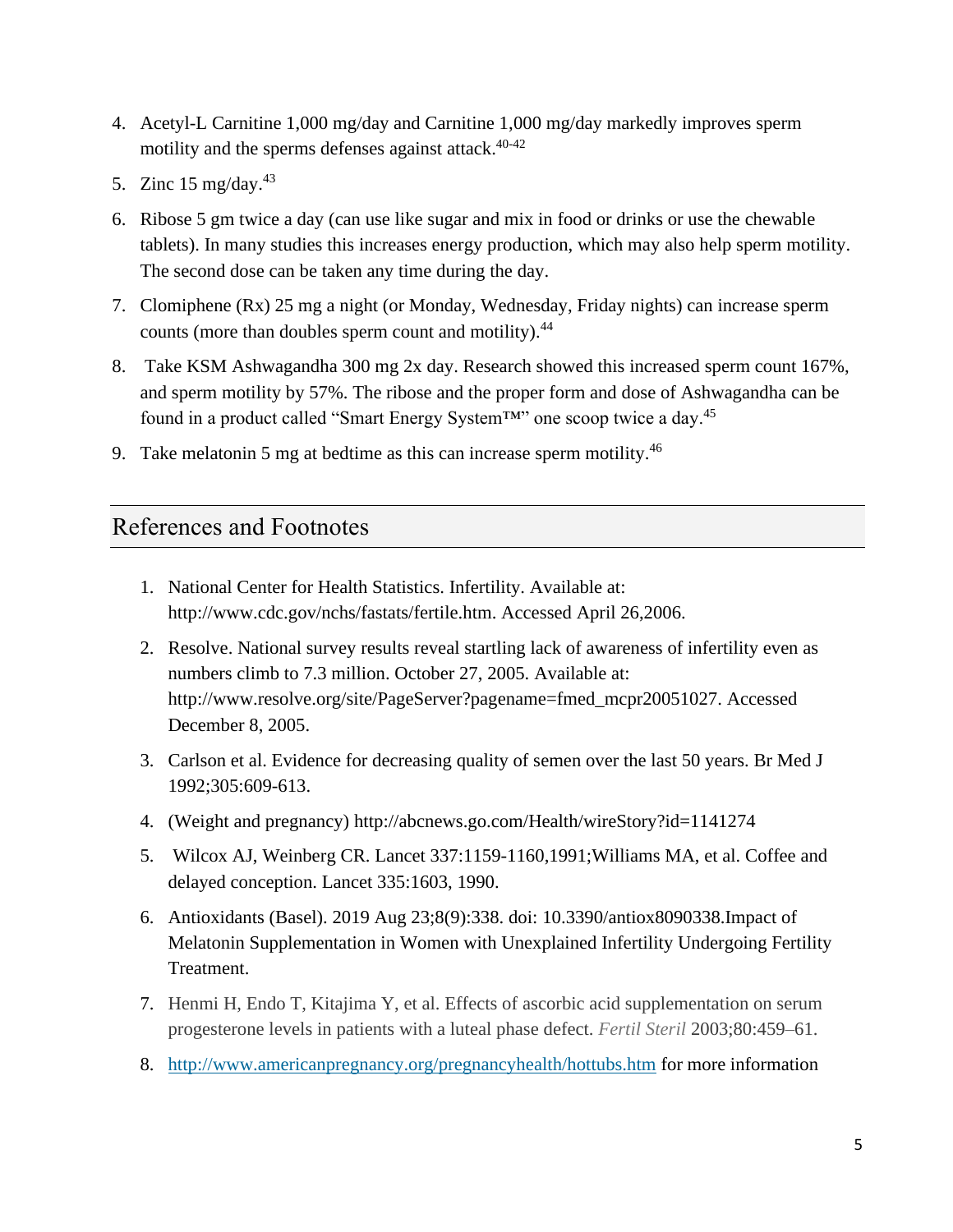4. Acetyl-L Carnitine 1,000 mg/day and Carnitine 1,000 mg/day markedly improves sperm motility and the sperms defenses against attack.[40-42]
5. Zinc 15 mg/day.[43]
6. Ribose 5 gm twice a day (can use like sugar and mix in food or drinks or use the chewable tablets). In many studies this increases energy production, which may also help sperm motility. The second dose can be taken any time during the day.
7. Clomiphene (Rx) 25 mg a night (or Monday, Wednesday, Friday nights) can increase sperm counts (more than doubles sperm count and motility).[44]
8. Take KSM Ashwagandha 300 mg 2x day. Research showed this increased sperm count 167%, and sperm motility by 57%. The ribose and the proper form and dose of Ashwagandha can be found in a product called "Smart Energy System™" one scoop twice a day.[45]
9. Take melatonin 5 mg at bedtime as this can increase sperm motility.[46]

## References and Footnotes

1. National Center for Health Statistics. Infertility. Available at: http://www.cdc.gov/nchs/fastats/fertile.htm. Accessed April 26,2006.
2. Resolve. National survey results reveal startling lack of awareness of infertility even as numbers climb to 7.3 million. October 27, 2005. Available at: http://www.resolve.org/site/PageServer?pagename=fmed_mcpr20051027. Accessed December 8, 2005.
3. Carlson et al. Evidence for decreasing quality of semen over the last 50 years. Br Med J 1992;305:609-613.
4. (Weight and pregnancy) http://abcnews.go.com/Health/wireStory?id=1141274
5. Wilcox AJ, Weinberg CR. Lancet 337:1159-1160,1991;Williams MA, et al. Coffee and delayed conception. Lancet 335:1603, 1990.
6. Antioxidants (Basel). 2019 Aug 23;8(9):338. doi: 10.3390/antiox8090338.Impact of Melatonin Supplementation in Women with Unexplained Infertility Undergoing Fertility Treatment.
7. Henmi H, Endo T, Kitajima Y, et al. Effects of ascorbic acid supplementation on serum progesterone levels in patients with a luteal phase defect. *Fertil Steril* 2003;80:459–61.
8. [http://www.americanpregnancy.org/pregnancyhealth/hottubs.htm](http://www.americanpregnancy.org/pregnancyhealth/hottubs.htm) for more information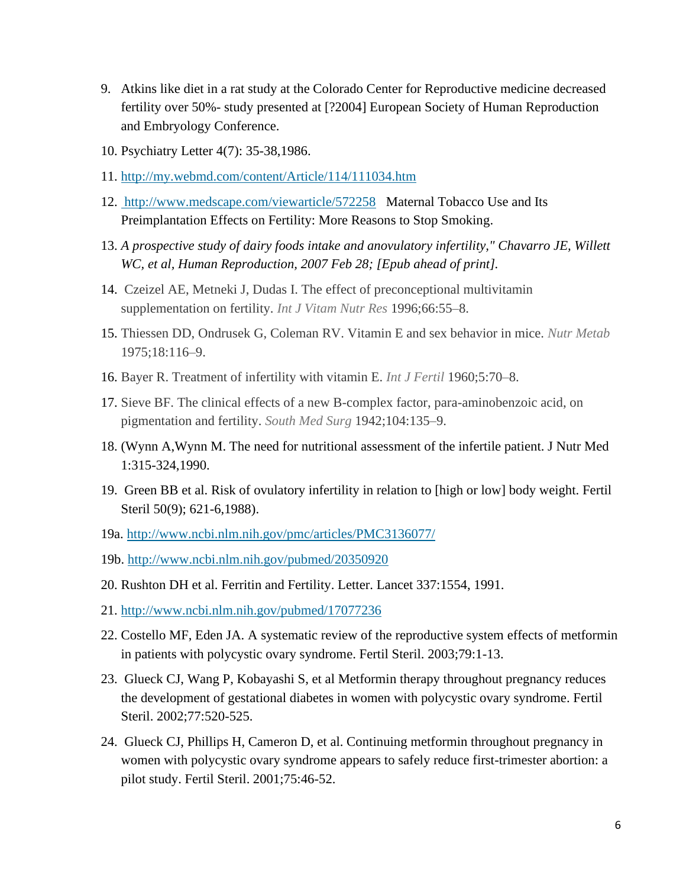9. Atkins like diet in a rat study at the Colorado Center for Reproductive medicine decreased fertility over 50%- study presented at [?2004] European Society of Human Reproduction and Embryology Conference.

10. Psychiatry Letter 4(7): 35-38,1986.

11. http://my.webmd.com/content/Article/114/111034.htm

12. http://www.medscape.com/viewarticle/572258 Maternal Tobacco Use and Its Preimplantation Effects on Fertility: More Reasons to Stop Smoking.

13. *A prospective study of dairy foods intake and anovulatory infertility," Chavarro JE, Willett WC, et al, Human Reproduction, 2007 Feb 28; [Epub ahead of print].*

14. Czeizel AE, Metneki J, Dudas I. The effect of preconceptional multivitamin supplementation on fertility. *Int J Vitam Nutr Res* 1996;66:55–8.

15. Thiessen DD, Ondrusek G, Coleman RV. Vitamin E and sex behavior in mice. *Nutr Metab* 1975;18:116–9.

16. Bayer R. Treatment of infertility with vitamin E. *Int J Fertil* 1960;5:70–8.

17. Sieve BF. The clinical effects of a new B-complex factor, para-aminobenzoic acid, on pigmentation and fertility. *South Med Surg* 1942;104:135–9.

18. (Wynn A,Wynn M. The need for nutritional assessment of the infertile patient. J Nutr Med 1:315-324,1990.

19. Green BB et al. Risk of ovulatory infertility in relation to [high or low] body weight. Fertil Steril 50(9); 621-6,1988).

19a. http://www.ncbi.nlm.nih.gov/pmc/articles/PMC3136077/

19b. http://www.ncbi.nlm.nih.gov/pubmed/20350920

20. Rushton DH et al. Ferritin and Fertility. Letter. Lancet 337:1554, 1991.

21. http://www.ncbi.nlm.nih.gov/pubmed/17077236

22. Costello MF, Eden JA. A systematic review of the reproductive system effects of metformin in patients with polycystic ovary syndrome. Fertil Steril. 2003;79:1-13.

23. Glueck CJ, Wang P, Kobayashi S, et al Metformin therapy throughout pregnancy reduces the development of gestational diabetes in women with polycystic ovary syndrome. Fertil Steril. 2002;77:520-525.

24. Glueck CJ, Phillips H, Cameron D, et al. Continuing metformin throughout pregnancy in women with polycystic ovary syndrome appears to safely reduce first-trimester abortion: a pilot study. Fertil Steril. 2001;75:46-52.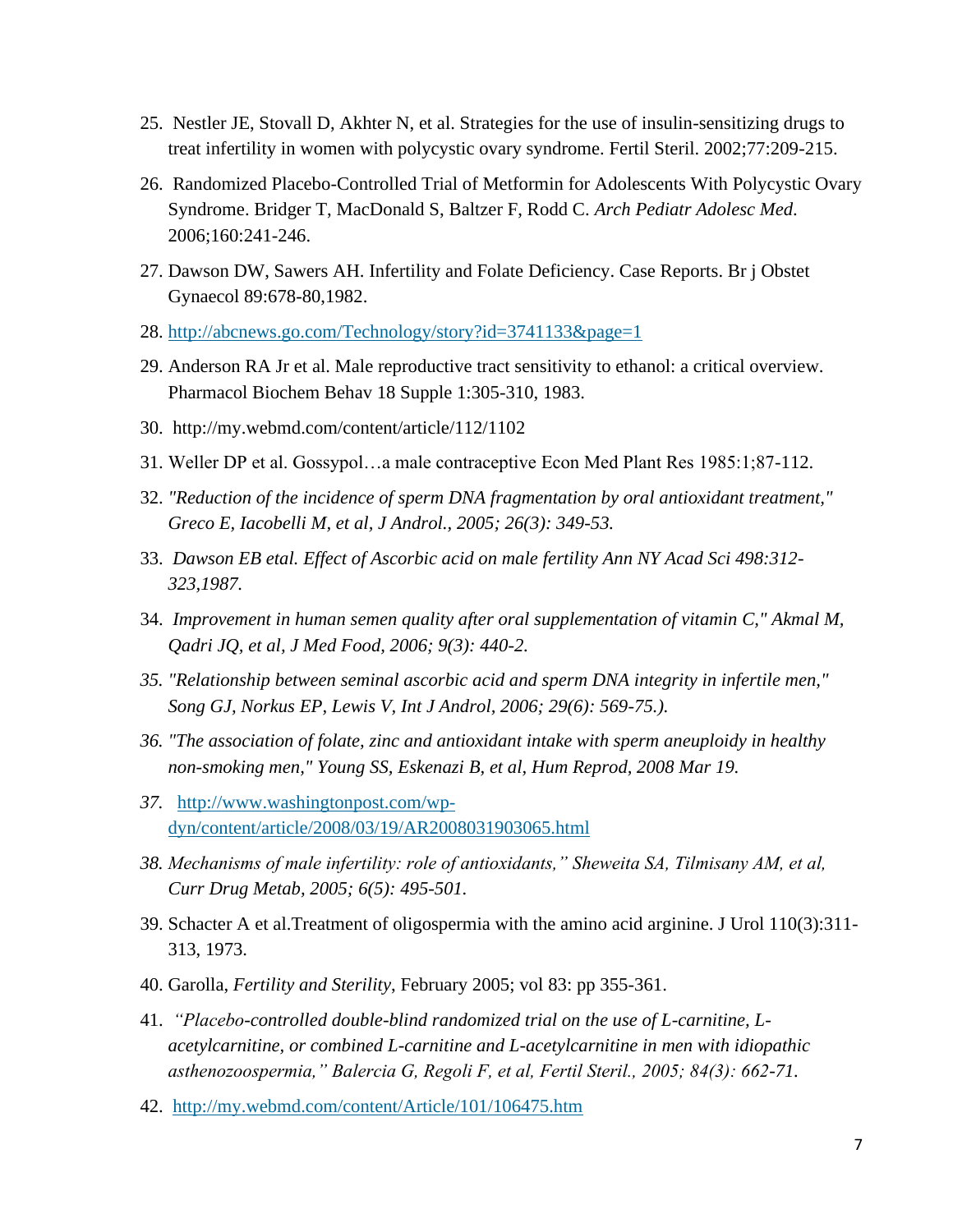25. Nestler JE, Stovall D, Akhter N, et al. Strategies for the use of insulin-sensitizing drugs to treat infertility in women with polycystic ovary syndrome. Fertil Steril. 2002;77:209-215.
26. Randomized Placebo-Controlled Trial of Metformin for Adolescents With Polycystic Ovary Syndrome. Bridger T, MacDonald S, Baltzer F, Rodd C. *Arch Pediatr Adolesc Med*. 2006;160:241-246.
27. Dawson DW, Sawers AH. Infertility and Folate Deficiency. Case Reports. Br j Obstet Gynaecol 89:678-80,1982.
28. http://abcnews.go.com/Technology/story?id=3741133&page=1
29. Anderson RA Jr et al. Male reproductive tract sensitivity to ethanol: a critical overview. Pharmacol Biochem Behav 18 Supple 1:305-310, 1983.
30. http://my.webmd.com/content/article/112/1102
31. Weller DP et al. Gossypol…a male contraceptive Econ Med Plant Res 1985:1;87-112.
32. *"Reduction of the incidence of sperm DNA fragmentation by oral antioxidant treatment," Greco E, Iacobelli M, et al, J Androl., 2005; 26(3): 349-53.*
33. *Dawson EB etal. Effect of Ascorbic acid on male fertility Ann NY Acad Sci 498:312-323,1987.*
34. *Improvement in human semen quality after oral supplementation of vitamin C," Akmal M, Qadri JQ, et al, J Med Food, 2006; 9(3): 440-2.*
35. *"Relationship between seminal ascorbic acid and sperm DNA integrity in infertile men," Song GJ, Norkus EP, Lewis V, Int J Androl, 2006; 29(6): 569-75.).*
36. *"The association of folate, zinc and antioxidant intake with sperm aneuploidy in healthy non-smoking men," Young SS, Eskenazi B, et al, Hum Reprod, 2008 Mar 19.*
37. http://www.washingtonpost.com/wp-dyn/content/article/2008/03/19/AR2008031903065.html
38. *Mechanisms of male infertility: role of antioxidants," Sheweita SA, Tilmisany AM, et al, Curr Drug Metab, 2005; 6(5): 495-501.*
39. Schacter A et al.Treatment of oligospermia with the amino acid arginine. J Urol 110(3):311-313, 1973.
40. Garolla, *Fertility and Sterility*, February 2005; vol 83: pp 355-361.
41. *"Placebo-controlled double-blind randomized trial on the use of L-carnitine, L-acetylcarnitine, or combined L-carnitine and L-acetylcarnitine in men with idiopathic asthenozoospermia," Balercia G, Regoli F, et al, Fertil Steril., 2005; 84(3): 662-71.*
42. http://my.webmd.com/content/Article/101/106475.htm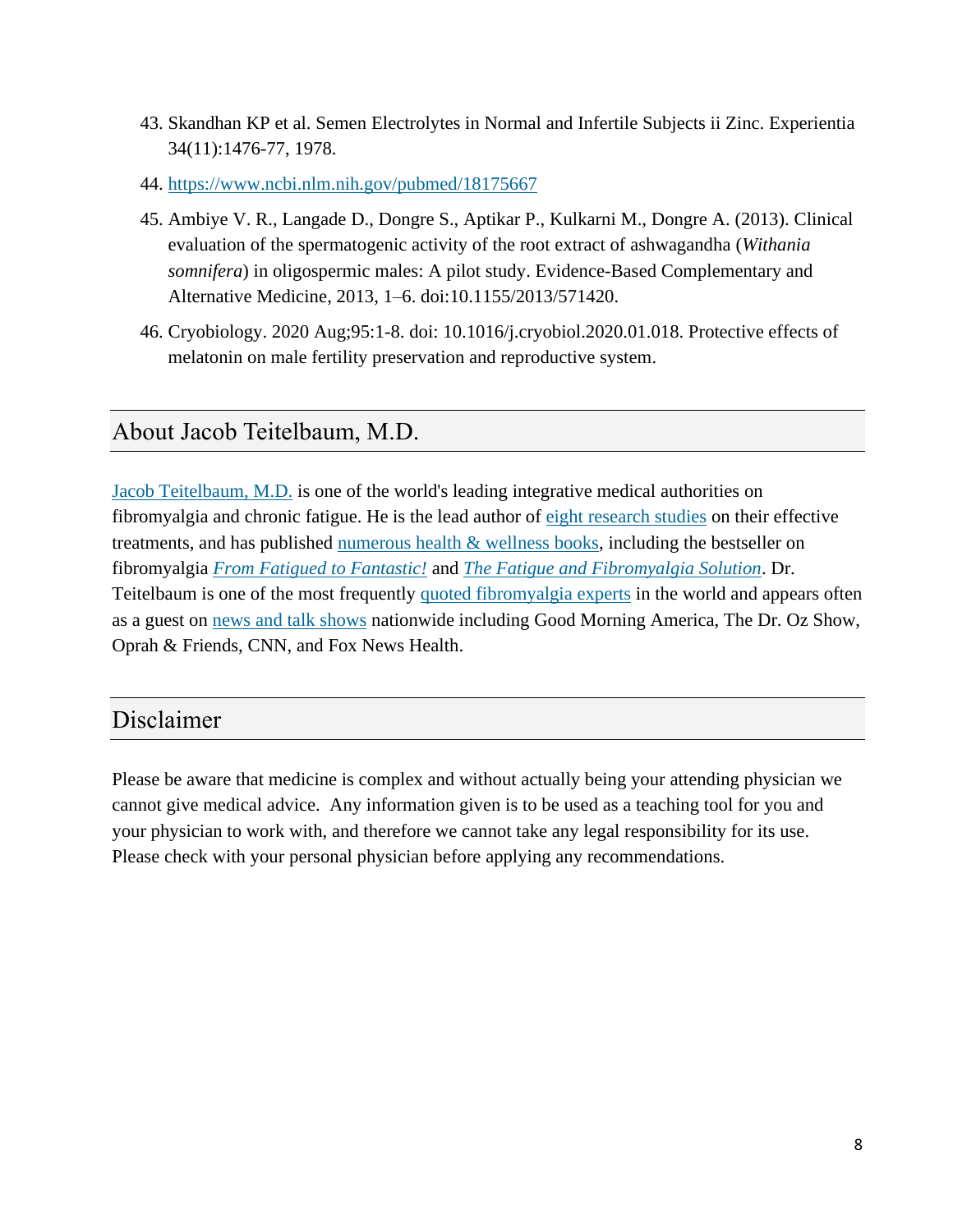43. Skandhan KP et al. Semen Electrolytes in Normal and Infertile Subjects ii Zinc. Experientia 34(11):1476-77, 1978.
44. https://www.ncbi.nlm.nih.gov/pubmed/18175667
45. Ambiye V. R., Langade D., Dongre S., Aptikar P., Kulkarni M., Dongre A. (2013). Clinical evaluation of the spermatogenic activity of the root extract of ashwagandha (*Withania somnifera*) in oligospermic males: A pilot study. Evidence-Based Complementary and Alternative Medicine, 2013, 1–6. doi:10.1155/2013/571420.
46. Cryobiology. 2020 Aug;95:1-8. doi: 10.1016/j.cryobiol.2020.01.018. Protective effects of melatonin on male fertility preservation and reproductive system.

## About Jacob Teitelbaum, M.D.

Jacob Teitelbaum, M.D. is one of the world's leading integrative medical authorities on fibromyalgia and chronic fatigue. He is the lead author of eight research studies on their effective treatments, and has published numerous health & wellness books, including the bestseller on fibromyalgia *From Fatigued to Fantastic!* and *The Fatigue and Fibromyalgia Solution*. Dr. Teitelbaum is one of the most frequently quoted fibromyalgia experts in the world and appears often as a guest on news and talk shows nationwide including Good Morning America, The Dr. Oz Show, Oprah & Friends, CNN, and Fox News Health.

## Disclaimer

Please be aware that medicine is complex and without actually being your attending physician we cannot give medical advice. Any information given is to be used as a teaching tool for you and your physician to work with, and therefore we cannot take any legal responsibility for its use. Please check with your personal physician before applying any recommendations.